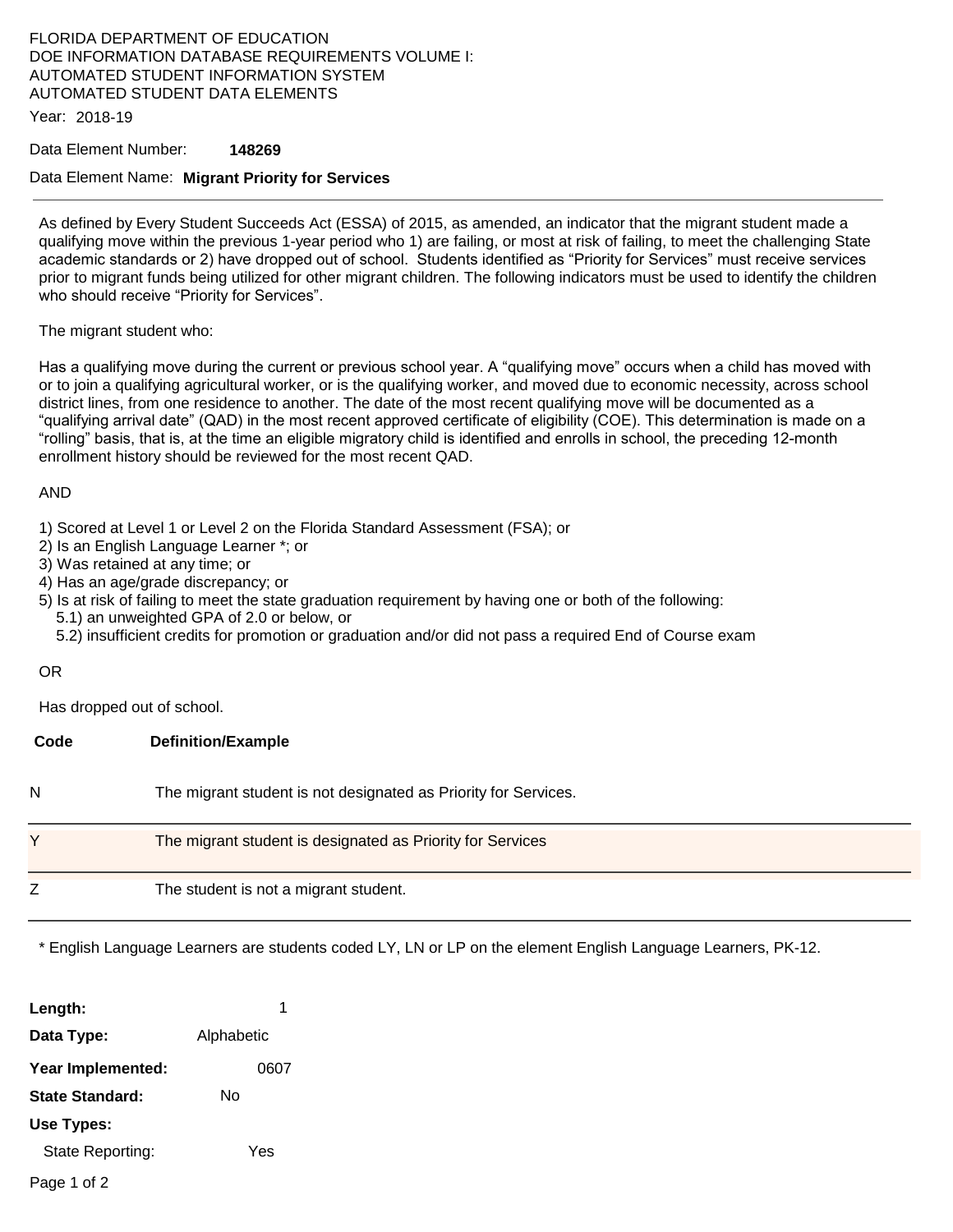FLORIDA DEPARTMENT OF EDUCATION
DOE INFORMATION DATABASE REQUIREMENTS VOLUME I:
AUTOMATED STUDENT INFORMATION SYSTEM
AUTOMATED STUDENT DATA ELEMENTS

Year: 2018-19

Data Element Number: **148269**

Data Element Name: **Migrant Priority for Services**

---

As defined by Every Student Succeeds Act (ESSA) of 2015, as amended, an indicator that the migrant student made a qualifying move within the previous 1-year period who 1) are failing, or most at risk of failing, to meet the challenging State academic standards or 2) have dropped out of school. Students identified as "Priority for Services" must receive services prior to migrant funds being utilized for other migrant children. The following indicators must be used to identify the children who should receive "Priority for Services".

The migrant student who:

Has a qualifying move during the current or previous school year. A "qualifying move" occurs when a child has moved with or to join a qualifying agricultural worker, or is the qualifying worker, and moved due to economic necessity, across school district lines, from one residence to another. The date of the most recent qualifying move will be documented as a "qualifying arrival date" (QAD) in the most recent approved certificate of eligibility (COE). This determination is made on a "rolling" basis, that is, at the time an eligible migratory child is identified and enrolls in school, the preceding 12-month enrollment history should be reviewed for the most recent QAD.

AND

1) Scored at Level 1 or Level 2 on the Florida Standard Assessment (FSA); or
2) Is an English Language Learner *; or
3) Was retained at any time; or
4) Has an age/grade discrepancy; or
5) Is at risk of failing to meet the state graduation requirement by having one or both of the following:
   5.1) an unweighted GPA of 2.0 or below, or
   5.2) insufficient credits for promotion or graduation and/or did not pass a required End of Course exam

OR

Has dropped out of school.

| Code | Definition/Example |
|---|---|
| N | The migrant student is not designated as Priority for Services. |
| Y | The migrant student is designated as Priority for Services |
| Z | The student is not a migrant student. |

* English Language Learners are students coded LY, LN or LP on the element English Language Learners, PK-12.

**Length:** 1

**Data Type:** Alphabetic

**Year Implemented:** 0607

**State Standard:** No

**Use Types:**

State Reporting: Yes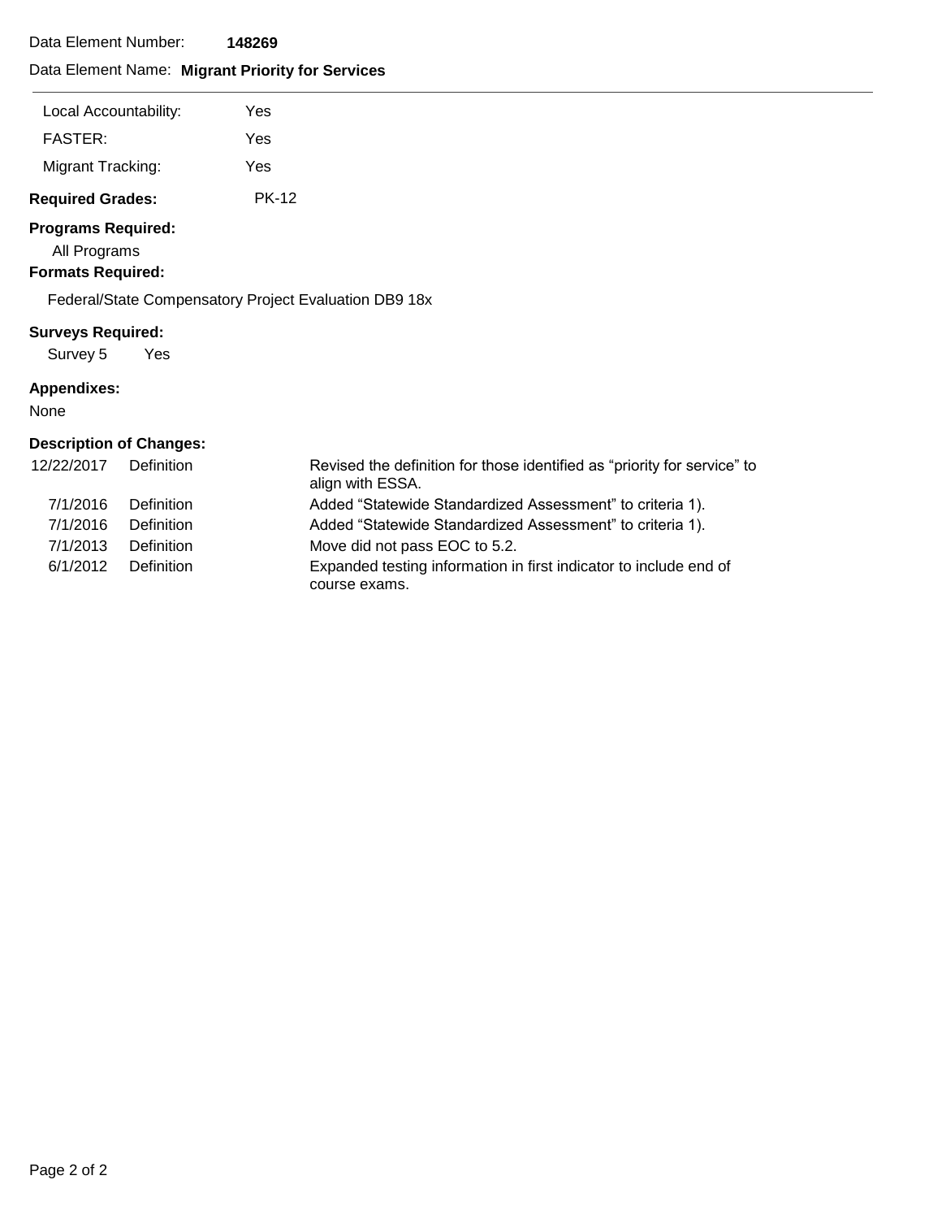Data Element Number: **148269**

Data Element Name: **Migrant Priority for Services**

---

| | |
|---|---|
| Local Accountability: | Yes |
| FASTER: | Yes |
| Migrant Tracking: | Yes |

**Required Grades:** PK-12

**Programs Required:**

All Programs

**Formats Required:**

Federal/State Compensatory Project Evaluation DB9 18x

**Surveys Required:**

Survey 5 Yes

**Appendixes:**

None

**Description of Changes:**

| | | |
|---|---|---|
| 12/22/2017 | Definition | Revised the definition for those identified as "priority for service" to align with ESSA. |
| 7/1/2016 | Definition | Added "Statewide Standardized Assessment" to criteria 1). |
| 7/1/2016 | Definition | Added "Statewide Standardized Assessment" to criteria 1). |
| 7/1/2013 | Definition | Move did not pass EOC to 5.2. |
| 6/1/2012 | Definition | Expanded testing information in first indicator to include end of course exams. |